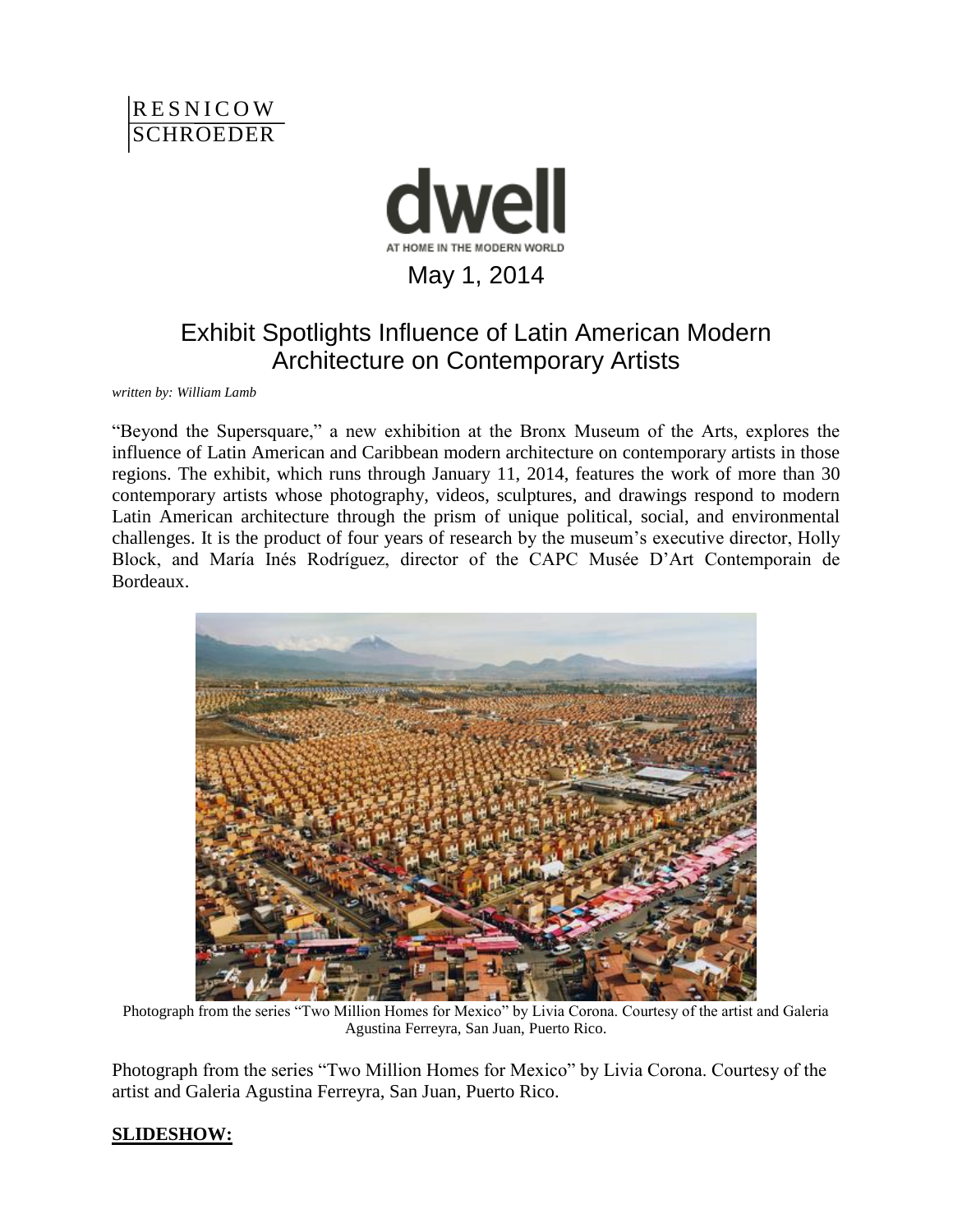RESNICOW SCHROEDER

dwell

AT HOME IN THE MODERN WORLD

May 1, 2014

# Exhibit Spotlights Influence of Latin American Modern Architecture on Contemporary Artists

*written by: William Lamb*

"Beyond the Supersquare," a new exhibition at the Bronx Museum of the Arts, explores the influence of Latin American and Caribbean modern architecture on contemporary artists in those regions. The exhibit, which runs through January 11, 2014, features the work of more than 30 contemporary artists whose photography, videos, sculptures, and drawings respond to modern Latin American architecture through the prism of unique political, social, and environmental challenges. It is the product of four years of research by the museum's executive director, Holly Block, and María Inés Rodríguez, director of the CAPC Musée D'Art Contemporain de Bordeaux.

Photograph from the series "Two Million Homes for Mexico" by Livia Corona. Courtesy of the artist and Galeria Agustina Ferreyra, San Juan, Puerto Rico.

Photograph from the series "Two Million Homes for Mexico" by Livia Corona. Courtesy of the artist and Galeria Agustina Ferreyra, San Juan, Puerto Rico.

**SLIDESHOW:**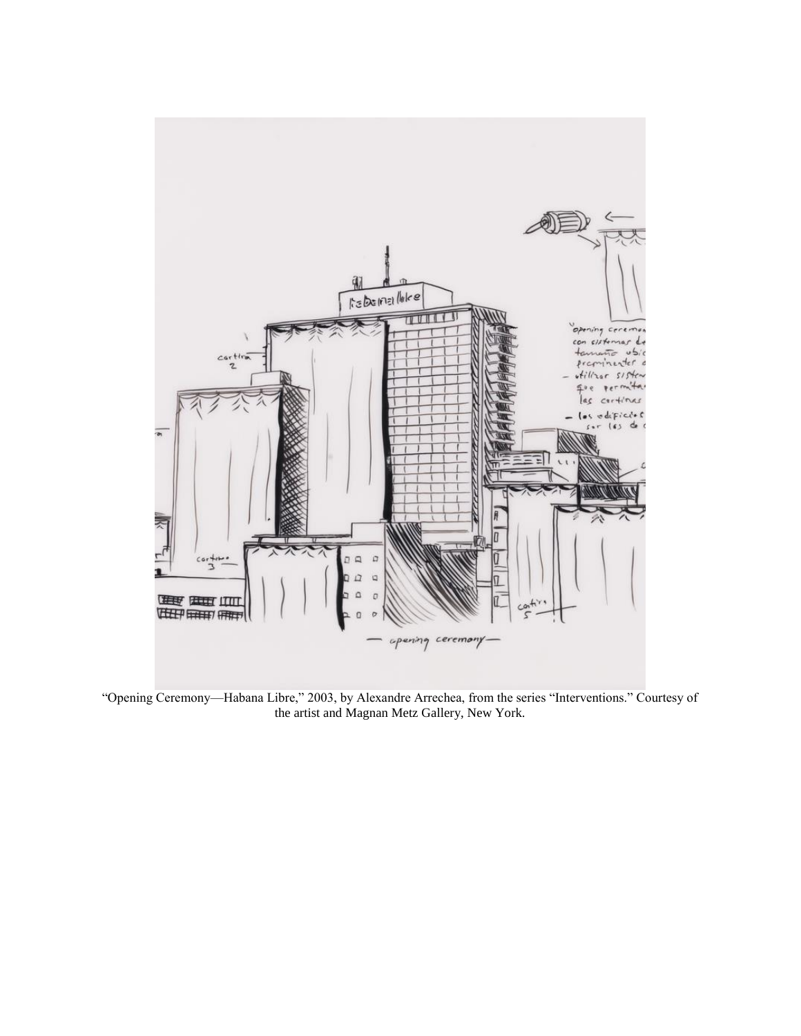“Opening Ceremony—Habana Libre,” 2003, by Alexandre Arrechea, from the series “Interventions.” Courtesy of the artist and Magnan Metz Gallery, New York.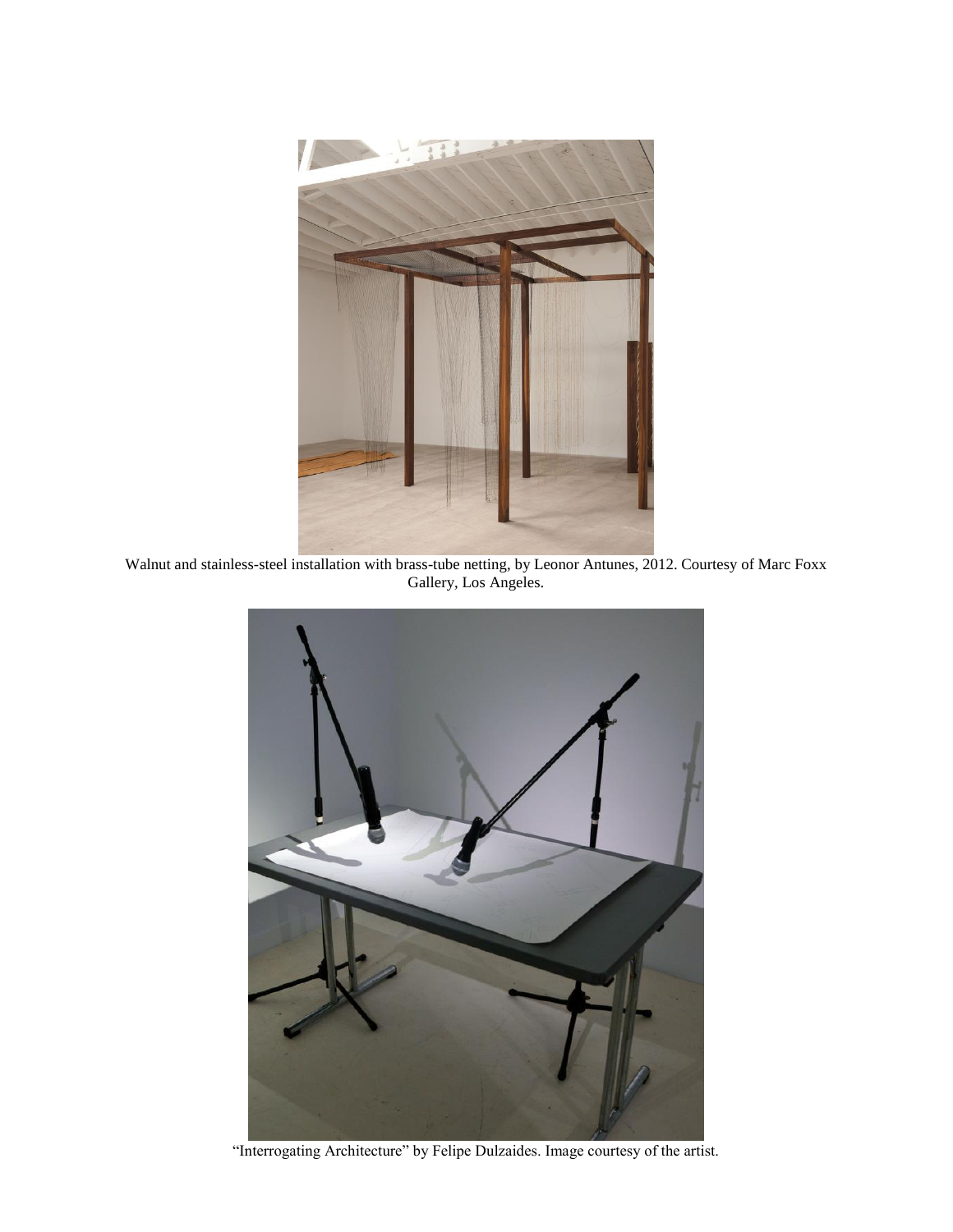Walnut and stainless-steel installation with brass-tube netting, by Leonor Antunes, 2012. Courtesy of Marc Foxx Gallery, Los Angeles.

“Interrogating Architecture” by Felipe Dulzaides. Image courtesy of the artist.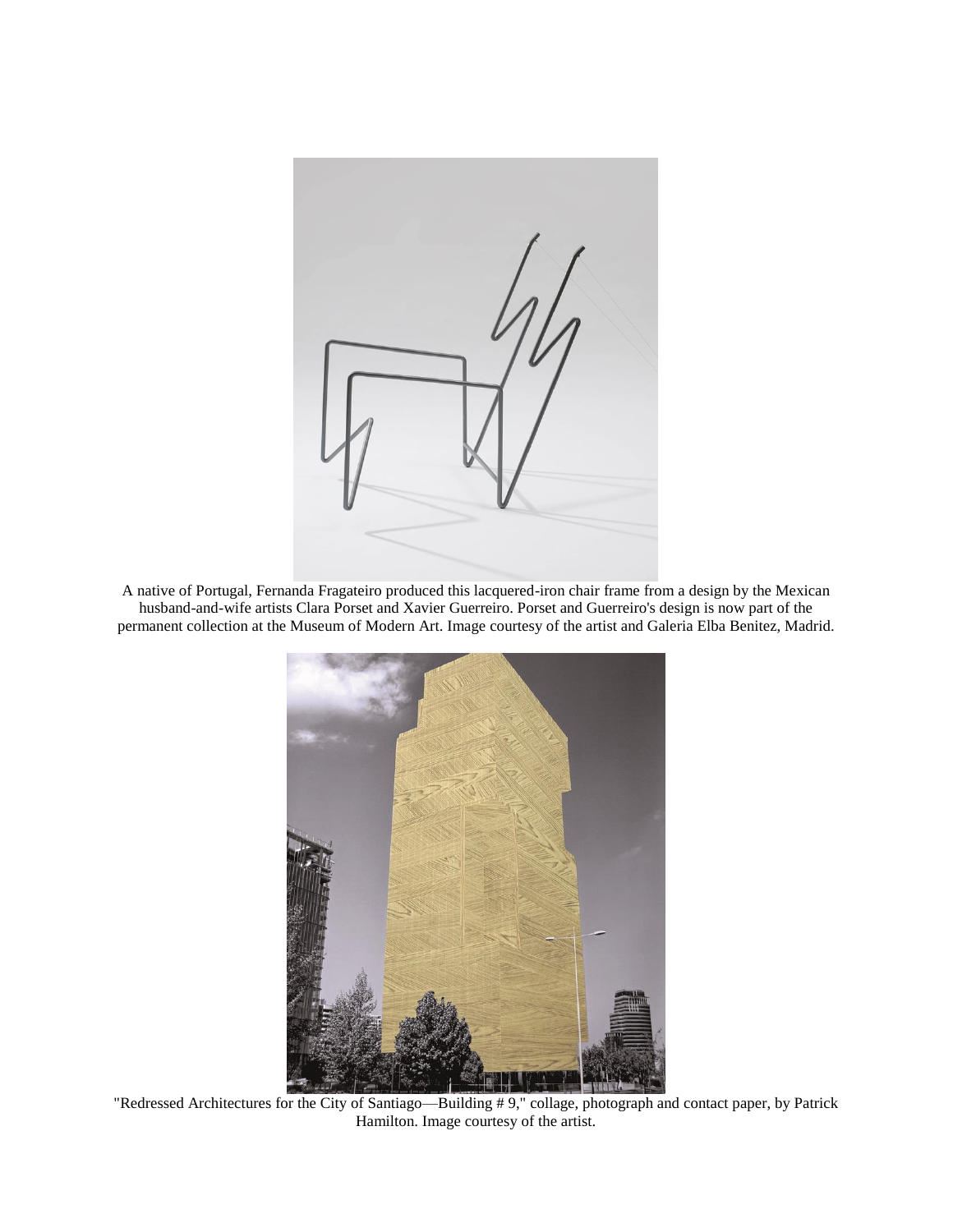A native of Portugal, Fernanda Fragateiro produced this lacquered-iron chair frame from a design by the Mexican husband-and-wife artists Clara Porset and Xavier Guerreiro. Porset and Guerreiro's design is now part of the permanent collection at the Museum of Modern Art. Image courtesy of the artist and Galeria Elba Benitez, Madrid.

"Redressed Architectures for the City of Santiago—Building # 9," collage, photograph and contact paper, by Patrick Hamilton. Image courtesy of the artist.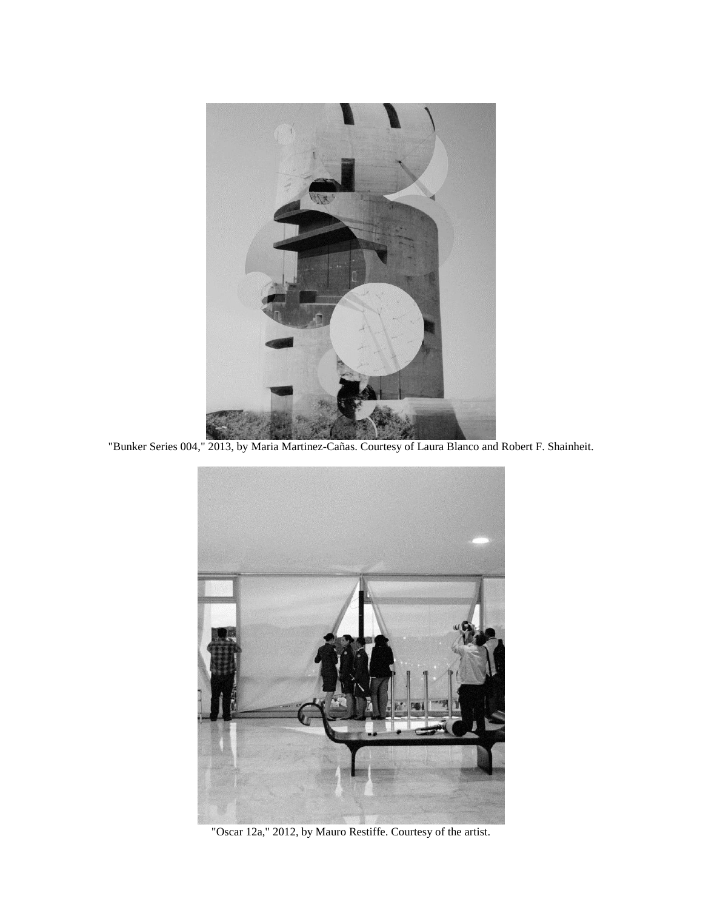"Bunker Series 004," 2013, by Maria Martinez-Cañas. Courtesy of Laura Blanco and Robert F. Shainheit.

"Oscar 12a," 2012, by Mauro Restiffe. Courtesy of the artist.